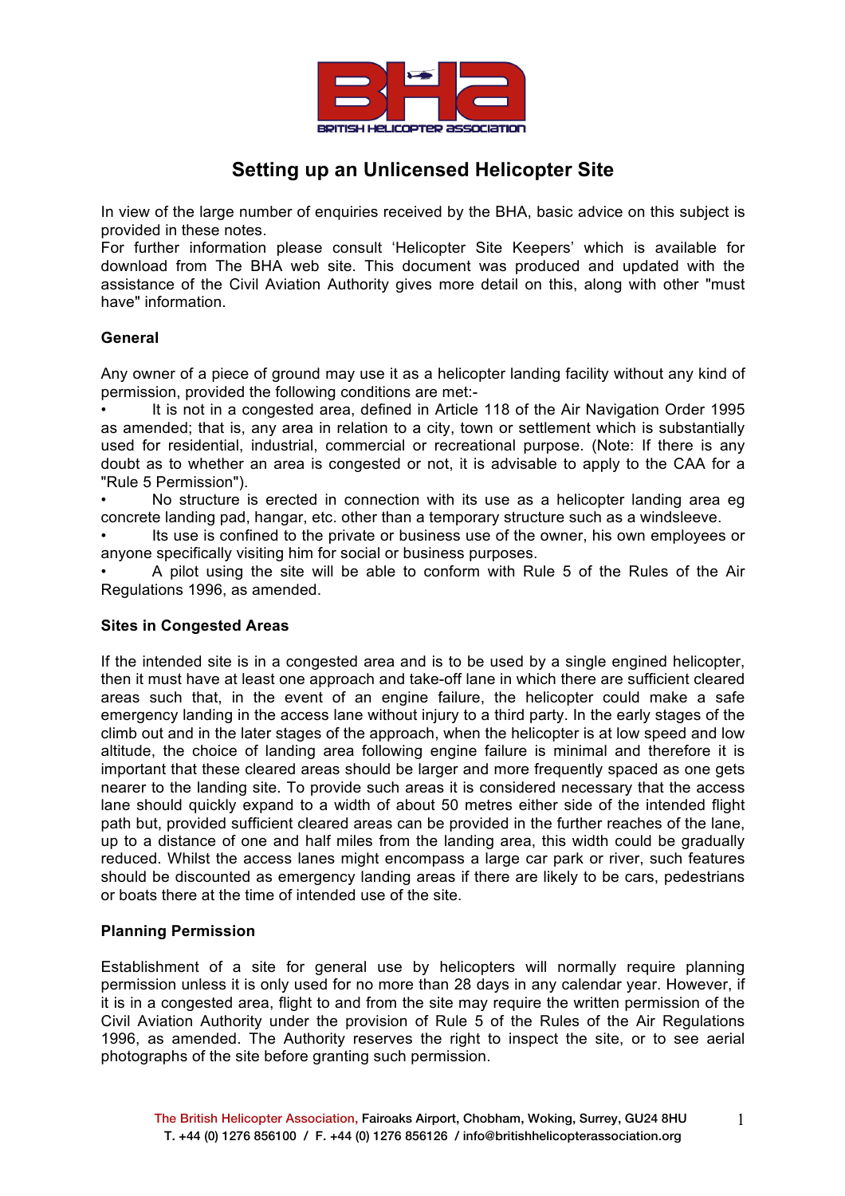# Setting up an Unlicensed Helicopter Site

In view of the large number of enquiries received by the BHA, basic advice on this subject is provided in these notes.
For further information please consult 'Helicopter Site Keepers' which is available for download from The BHA web site. This document was produced and updated with the assistance of the Civil Aviation Authority gives more detail on this, along with other "must have" information.

## General

Any owner of a piece of ground may use it as a helicopter landing facility without any kind of permission, provided the following conditions are met:-

- It is not in a congested area, defined in Article 118 of the Air Navigation Order 1995 as amended; that is, any area in relation to a city, town or settlement which is substantially used for residential, industrial, commercial or recreational purpose. (Note: If there is any doubt as to whether an area is congested or not, it is advisable to apply to the CAA for a "Rule 5 Permission").
- No structure is erected in connection with its use as a helicopter landing area eg concrete landing pad, hangar, etc. other than a temporary structure such as a windsleeve.
- Its use is confined to the private or business use of the owner, his own employees or anyone specifically visiting him for social or business purposes.
- A pilot using the site will be able to conform with Rule 5 of the Rules of the Air Regulations 1996, as amended.

## Sites in Congested Areas

If the intended site is in a congested area and is to be used by a single engined helicopter, then it must have at least one approach and take-off lane in which there are sufficient cleared areas such that, in the event of an engine failure, the helicopter could make a safe emergency landing in the access lane without injury to a third party. In the early stages of the climb out and in the later stages of the approach, when the helicopter is at low speed and low altitude, the choice of landing area following engine failure is minimal and therefore it is important that these cleared areas should be larger and more frequently spaced as one gets nearer to the landing site. To provide such areas it is considered necessary that the access lane should quickly expand to a width of about 50 metres either side of the intended flight path but, provided sufficient cleared areas can be provided in the further reaches of the lane, up to a distance of one and half miles from the landing area, this width could be gradually reduced. Whilst the access lanes might encompass a large car park or river, such features should be discounted as emergency landing areas if there are likely to be cars, pedestrians or boats there at the time of intended use of the site.

## Planning Permission

Establishment of a site for general use by helicopters will normally require planning permission unless it is only used for no more than 28 days in any calendar year. However, if it is in a congested area, flight to and from the site may require the written permission of the Civil Aviation Authority under the provision of Rule 5 of the Rules of the Air Regulations 1996, as amended. The Authority reserves the right to inspect the site, or to see aerial photographs of the site before granting such permission.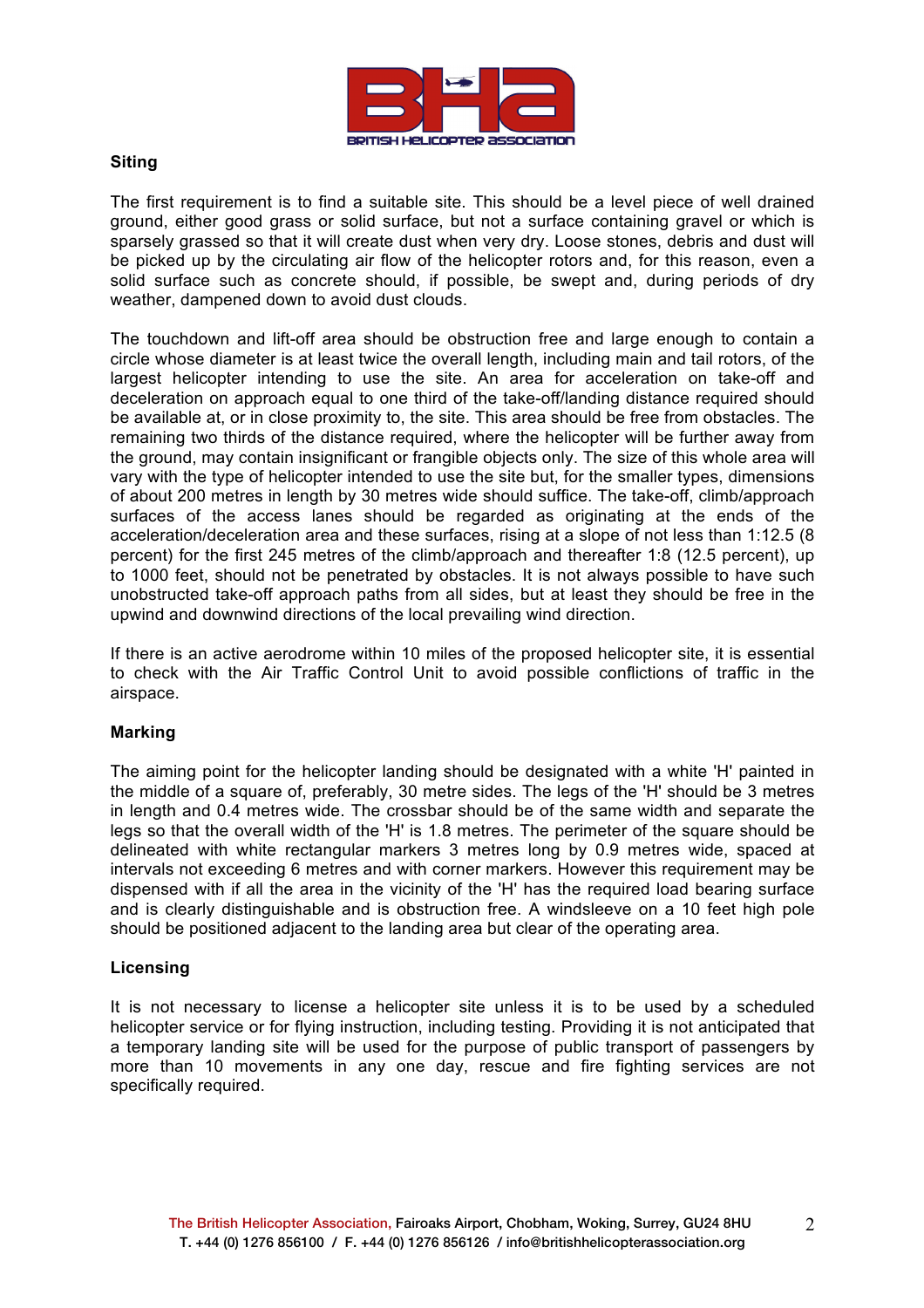## Siting

The first requirement is to find a suitable site. This should be a level piece of well drained ground, either good grass or solid surface, but not a surface containing gravel or which is sparsely grassed so that it will create dust when very dry. Loose stones, debris and dust will be picked up by the circulating air flow of the helicopter rotors and, for this reason, even a solid surface such as concrete should, if possible, be swept and, during periods of dry weather, dampened down to avoid dust clouds.

The touchdown and lift-off area should be obstruction free and large enough to contain a circle whose diameter is at least twice the overall length, including main and tail rotors, of the largest helicopter intending to use the site. An area for acceleration on take-off and deceleration on approach equal to one third of the take-off/landing distance required should be available at, or in close proximity to, the site. This area should be free from obstacles. The remaining two thirds of the distance required, where the helicopter will be further away from the ground, may contain insignificant or frangible objects only. The size of this whole area will vary with the type of helicopter intended to use the site but, for the smaller types, dimensions of about 200 metres in length by 30 metres wide should suffice. The take-off, climb/approach surfaces of the access lanes should be regarded as originating at the ends of the acceleration/deceleration area and these surfaces, rising at a slope of not less than 1:12.5 (8 percent) for the first 245 metres of the climb/approach and thereafter 1:8 (12.5 percent), up to 1000 feet, should not be penetrated by obstacles. It is not always possible to have such unobstructed take-off approach paths from all sides, but at least they should be free in the upwind and downwind directions of the local prevailing wind direction.

If there is an active aerodrome within 10 miles of the proposed helicopter site, it is essential to check with the Air Traffic Control Unit to avoid possible conflictions of traffic in the airspace.

## Marking

The aiming point for the helicopter landing should be designated with a white 'H' painted in the middle of a square of, preferably, 30 metre sides. The legs of the 'H' should be 3 metres in length and 0.4 metres wide. The crossbar should be of the same width and separate the legs so that the overall width of the 'H' is 1.8 metres. The perimeter of the square should be delineated with white rectangular markers 3 metres long by 0.9 metres wide, spaced at intervals not exceeding 6 metres and with corner markers. However this requirement may be dispensed with if all the area in the vicinity of the 'H' has the required load bearing surface and is clearly distinguishable and is obstruction free. A windsleeve on a 10 feet high pole should be positioned adjacent to the landing area but clear of the operating area.

## Licensing

It is not necessary to license a helicopter site unless it is to be used by a scheduled helicopter service or for flying instruction, including testing. Providing it is not anticipated that a temporary landing site will be used for the purpose of public transport of passengers by more than 10 movements in any one day, rescue and fire fighting services are not specifically required.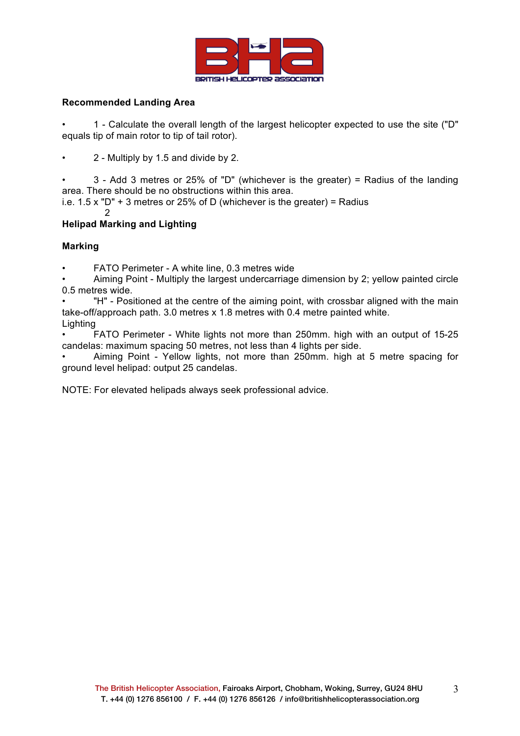**Recommended Landing Area**

- 1 - Calculate the overall length of the largest helicopter expected to use the site ("D" equals tip of main rotor to tip of tail rotor).

- 2 - Multiply by 1.5 and divide by 2.

- 3 - Add 3 metres or 25% of "D" (whichever is the greater) = Radius of the landing area. There should be no obstructions within this area.

i.e. $\frac{1.5 \times \text{"D"}}{2}$ + 3 metres or 25% of D (whichever is the greater) = Radius

**Helipad Marking and Lighting**

**Marking**

- FATO Perimeter - A white line, 0.3 metres wide
- Aiming Point - Multiply the largest undercarriage dimension by 2; yellow painted circle 0.5 metres wide.
- "H" - Positioned at the centre of the aiming point, with crossbar aligned with the main take-off/approach path. 3.0 metres x 1.8 metres with 0.4 metre painted white.

Lighting

- FATO Perimeter - White lights not more than 250mm. high with an output of 15-25 candelas: maximum spacing 50 metres, not less than 4 lights per side.
- Aiming Point - Yellow lights, not more than 250mm. high at 5 metre spacing for ground level helipad: output 25 candelas.

NOTE: For elevated helipads always seek professional advice.